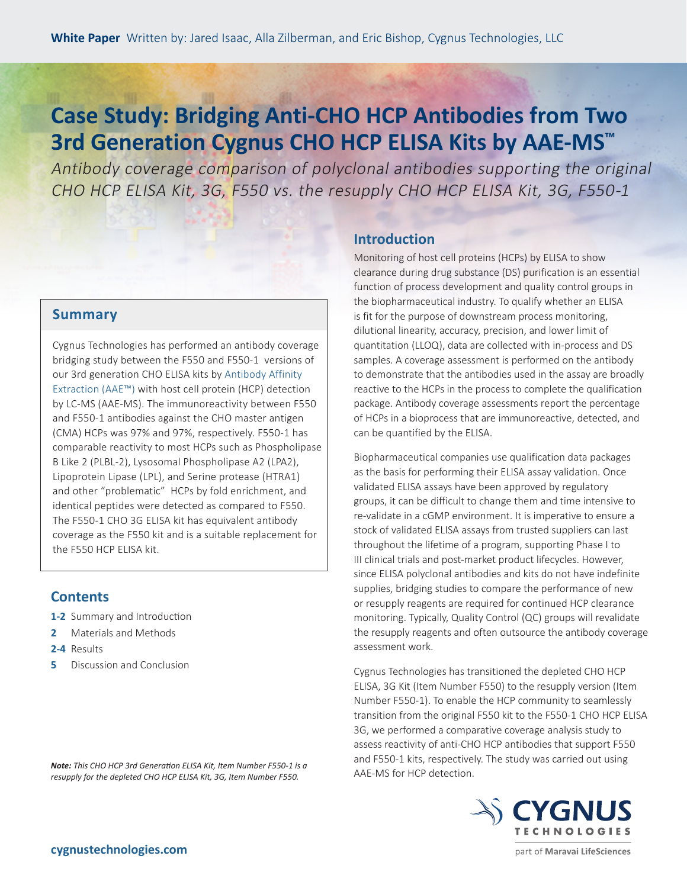**White Paper** Written by: Jared Isaac, Alla Zilberman, and Eric Bishop, Cygnus Technologies, LLC

# Case Study: Bridging Anti-CHO HCP Antibodies from Two 3rd Generation Cygnus CHO HCP ELISA Kits by AAE-MS™

*Antibody coverage comparison of polyclonal antibodies supporting the original CHO HCP ELISA Kit, 3G, F550 vs. the resupply CHO HCP ELISA Kit, 3G, F550-1*

## Summary

Cygnus Technologies has performed an antibody coverage bridging study between the F550 and F550-1 versions of our 3rd generation CHO ELISA kits by Antibody Affinity Extraction (AAE™) with host cell protein (HCP) detection by LC-MS (AAE-MS). The immunoreactivity between F550 and F550-1 antibodies against the CHO master antigen (CMA) HCPs was 97% and 97%, respectively. F550-1 has comparable reactivity to most HCPs such as Phospholipase B Like 2 (PLBL-2), Lysosomal Phospholipase A2 (LPA2), Lipoprotein Lipase (LPL), and Serine protease (HTRA1) and other "problematic" HCPs by fold enrichment, and identical peptides were detected as compared to F550. The F550-1 CHO 3G ELISA kit has equivalent antibody coverage as the F550 kit and is a suitable replacement for the F550 HCP ELISA kit.

## Contents

- **1-2** Summary and Introduction
- **2** Materials and Methods
- **2-4** Results
- **5** Discussion and Conclusion

***Note:** This CHO HCP 3rd Generation ELISA Kit, Item Number F550-1 is a resupply for the depleted CHO HCP ELISA Kit, 3G, Item Number F550.*

## Introduction

Monitoring of host cell proteins (HCPs) by ELISA to show clearance during drug substance (DS) purification is an essential function of process development and quality control groups in the biopharmaceutical industry. To qualify whether an ELISA is fit for the purpose of downstream process monitoring, dilutional linearity, accuracy, precision, and lower limit of quantitation (LLOQ), data are collected with in-process and DS samples. A coverage assessment is performed on the antibody to demonstrate that the antibodies used in the assay are broadly reactive to the HCPs in the process to complete the qualification package. Antibody coverage assessments report the percentage of HCPs in a bioprocess that are immunoreactive, detected, and can be quantified by the ELISA.

Biopharmaceutical companies use qualification data packages as the basis for performing their ELISA assay validation. Once validated ELISA assays have been approved by regulatory groups, it can be difficult to change them and time intensive to re-validate in a cGMP environment. It is imperative to ensure a stock of validated ELISA assays from trusted suppliers can last throughout the lifetime of a program, supporting Phase I to III clinical trials and post-market product lifecycles. However, since ELISA polyclonal antibodies and kits do not have indefinite supplies, bridging studies to compare the performance of new or resupply reagents are required for continued HCP clearance monitoring. Typically, Quality Control (QC) groups will revalidate the resupply reagents and often outsource the antibody coverage assessment work.

Cygnus Technologies has transitioned the depleted CHO HCP ELISA, 3G Kit (Item Number F550) to the resupply version (Item Number F550-1). To enable the HCP community to seamlessly transition from the original F550 kit to the F550-1 CHO HCP ELISA 3G, we performed a comparative coverage analysis study to assess reactivity of anti-CHO HCP antibodies that support F550 and F550-1 kits, respectively. The study was carried out using AAE-MS for HCP detection.

cygnustechnologies.com

CYGNUS TECHNOLOGIES part of Maravai LifeSciences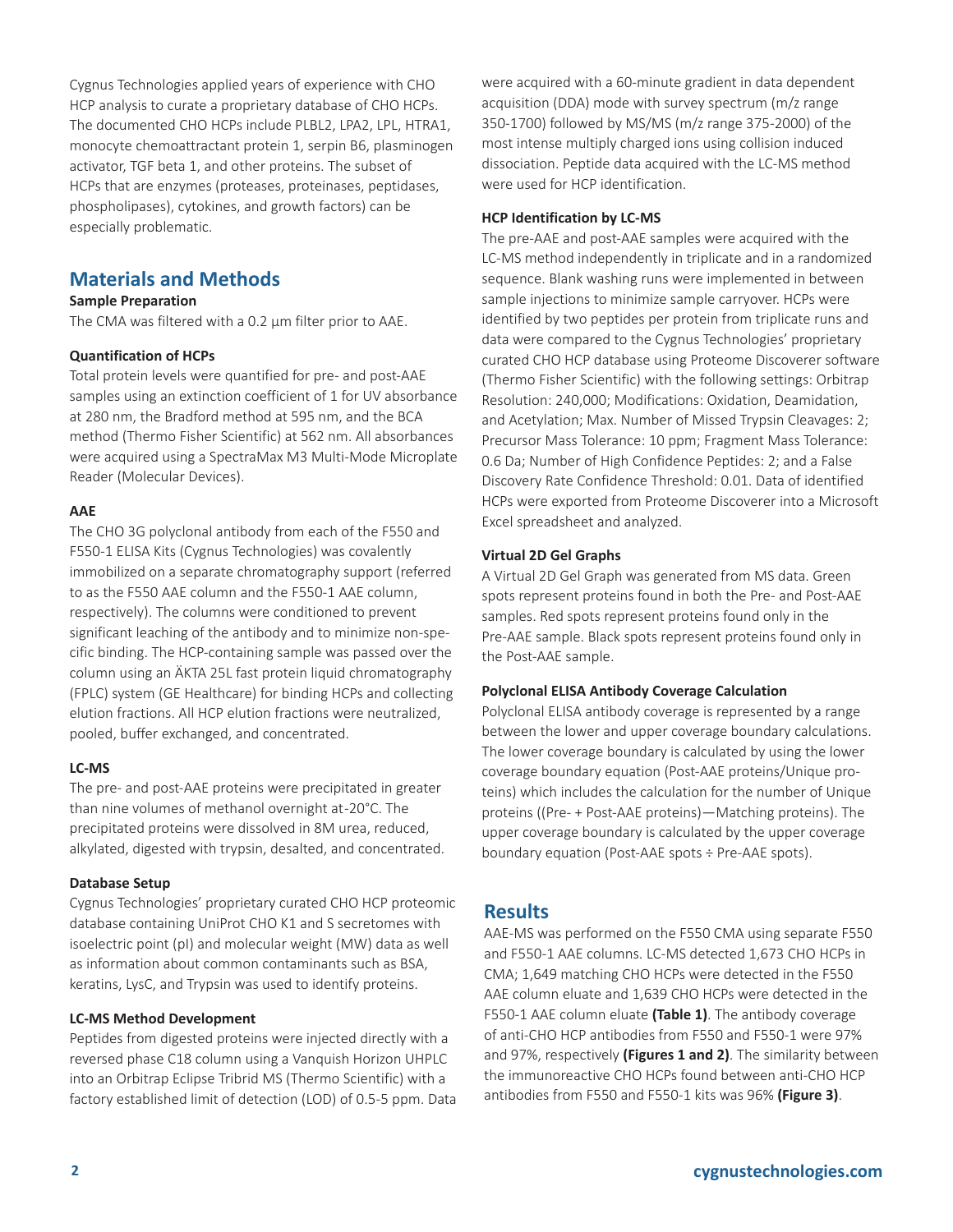Cygnus Technologies applied years of experience with CHO HCP analysis to curate a proprietary database of CHO HCPs. The documented CHO HCPs include PLBL2, LPA2, LPL, HTRA1, monocyte chemoattractant protein 1, serpin B6, plasminogen activator, TGF beta 1, and other proteins. The subset of HCPs that are enzymes (proteases, proteinases, peptidases, phospholipases), cytokines, and growth factors) can be especially problematic.

## Materials and Methods

**Sample Preparation**

The CMA was filtered with a 0.2 µm filter prior to AAE.

**Quantification of HCPs**

Total protein levels were quantified for pre- and post-AAE samples using an extinction coefficient of 1 for UV absorbance at 280 nm, the Bradford method at 595 nm, and the BCA method (Thermo Fisher Scientific) at 562 nm. All absorbances were acquired using a SpectraMax M3 Multi-Mode Microplate Reader (Molecular Devices).

**AAE**

The CHO 3G polyclonal antibody from each of the F550 and F550-1 ELISA Kits (Cygnus Technologies) was covalently immobilized on a separate chromatography support (referred to as the F550 AAE column and the F550-1 AAE column, respectively). The columns were conditioned to prevent significant leaching of the antibody and to minimize non-specific binding. The HCP-containing sample was passed over the column using an ÄKTA 25L fast protein liquid chromatography (FPLC) system (GE Healthcare) for binding HCPs and collecting elution fractions. All HCP elution fractions were neutralized, pooled, buffer exchanged, and concentrated.

**LC-MS**

The pre- and post-AAE proteins were precipitated in greater than nine volumes of methanol overnight at -20°C. The precipitated proteins were dissolved in 8M urea, reduced, alkylated, digested with trypsin, desalted, and concentrated.

**Database Setup**

Cygnus Technologies' proprietary curated CHO HCP proteomic database containing UniProt CHO K1 and S secretomes with isoelectric point (pI) and molecular weight (MW) data as well as information about common contaminants such as BSA, keratins, LysC, and Trypsin was used to identify proteins.

**LC-MS Method Development**

Peptides from digested proteins were injected directly with a reversed phase C18 column using a Vanquish Horizon UHPLC into an Orbitrap Eclipse Tribrid MS (Thermo Scientific) with a factory established limit of detection (LOD) of 0.5-5 ppm. Data were acquired with a 60-minute gradient in data dependent acquisition (DDA) mode with survey spectrum (m/z range 350-1700) followed by MS/MS (m/z range 375-2000) of the most intense multiply charged ions using collision induced dissociation. Peptide data acquired with the LC-MS method were used for HCP identification.

**HCP Identification by LC-MS**

The pre-AAE and post-AAE samples were acquired with the LC-MS method independently in triplicate and in a randomized sequence. Blank washing runs were implemented in between sample injections to minimize sample carryover. HCPs were identified by two peptides per protein from triplicate runs and data were compared to the Cygnus Technologies' proprietary curated CHO HCP database using Proteome Discoverer software (Thermo Fisher Scientific) with the following settings: Orbitrap Resolution: 240,000; Modifications: Oxidation, Deamidation, and Acetylation; Max. Number of Missed Trypsin Cleavages: 2; Precursor Mass Tolerance: 10 ppm; Fragment Mass Tolerance: 0.6 Da; Number of High Confidence Peptides: 2; and a False Discovery Rate Confidence Threshold: 0.01. Data of identified HCPs were exported from Proteome Discoverer into a Microsoft Excel spreadsheet and analyzed.

**Virtual 2D Gel Graphs**

A Virtual 2D Gel Graph was generated from MS data. Green spots represent proteins found in both the Pre- and Post-AAE samples. Red spots represent proteins found only in the Pre-AAE sample. Black spots represent proteins found only in the Post-AAE sample.

**Polyclonal ELISA Antibody Coverage Calculation**

Polyclonal ELISA antibody coverage is represented by a range between the lower and upper coverage boundary calculations. The lower coverage boundary is calculated by using the lower coverage boundary equation (Post-AAE proteins/Unique proteins) which includes the calculation for the number of Unique proteins ((Pre- + Post-AAE proteins)—Matching proteins). The upper coverage boundary is calculated by the upper coverage boundary equation (Post-AAE spots ÷ Pre-AAE spots).

## Results

AAE-MS was performed on the F550 CMA using separate F550 and F550-1 AAE columns. LC-MS detected 1,673 CHO HCPs in CMA; 1,649 matching CHO HCPs were detected in the F550 AAE column eluate and 1,639 CHO HCPs were detected in the F550-1 AAE column eluate **(Table 1)**. The antibody coverage of anti-CHO HCP antibodies from F550 and F550-1 were 97% and 97%, respectively **(Figures 1 and 2)**. The similarity between the immunoreactive CHO HCPs found between anti-CHO HCP antibodies from F550 and F550-1 kits was 96% **(Figure 3)**.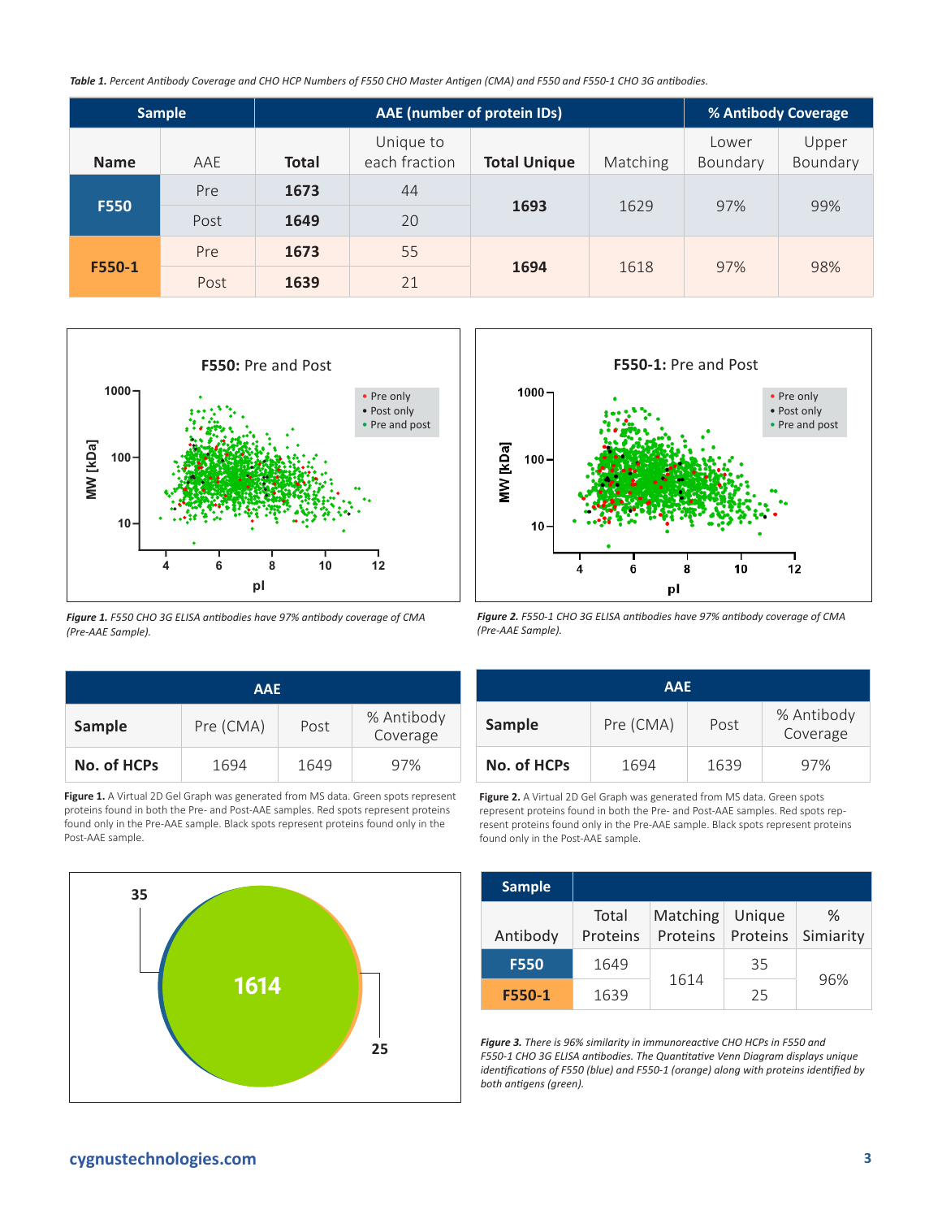*Table 1. Percent Antibody Coverage and CHO HCP Numbers of F550 CHO Master Antigen (CMA) and F550 and F550-1 CHO 3G antibodies.*

| Sample | | AAE (number of protein IDs) | | | | % Antibody Coverage | |
|---|---|---|---|---|---|---|---|
| **Name** | AAE | **Total** | Unique to each fraction | **Total Unique** | Matching | Lower Boundary | Upper Boundary |
| **F550** | Pre | **1673** | 44 | **1693** | 1629 | 97% | 99% |
| | Post | **1649** | 20 | | | | |
| **F550-1** | Pre | **1673** | 55 | **1694** | 1618 | 97% | 98% |
| | Post | **1639** | 21 | | | | |

***Figure 1.*** *F550 CHO 3G ELISA antibodies have 97% antibody coverage of CMA (Pre-AAE Sample).*

***Figure 2.*** *F550-1 CHO 3G ELISA antibodies have 97% antibody coverage of CMA (Pre-AAE Sample).*

| AAE | | | |
|---|---|---|---|
| **Sample** | Pre (CMA) | Post | % Antibody Coverage |
| **No. of HCPs** | 1694 | 1649 | 97% |

**Figure 1.** A Virtual 2D Gel Graph was generated from MS data. Green spots represent proteins found in both the Pre- and Post-AAE samples. Red spots represent proteins found only in the Pre-AAE sample. Black spots represent proteins found only in the Post-AAE sample.

| AAE | | | |
|---|---|---|---|
| **Sample** | Pre (CMA) | Post | % Antibody Coverage |
| **No. of HCPs** | 1694 | 1639 | 97% |

**Figure 2.** A Virtual 2D Gel Graph was generated from MS data. Green spots represent proteins found in both the Pre- and Post-AAE samples. Red spots represent proteins found only in the Pre-AAE sample. Black spots represent proteins found only in the Post-AAE sample.

| Sample | | | | |
|---|---|---|---|---|
| Antibody | Total Proteins | Matching Proteins | Unique Proteins | % Simiarity |
| **F550** | 1649 | 1614 | 35 | 96% |
| **F550-1** | 1639 | | 25 | |

***Figure 3.*** *There is 96% similarity in immunoreactive CHO HCPs in F550 and F550-1 CHO 3G ELISA antibodies. The Quantitative Venn Diagram displays unique identifications of F550 (blue) and F550-1 (orange) along with proteins identified by both antigens (green).*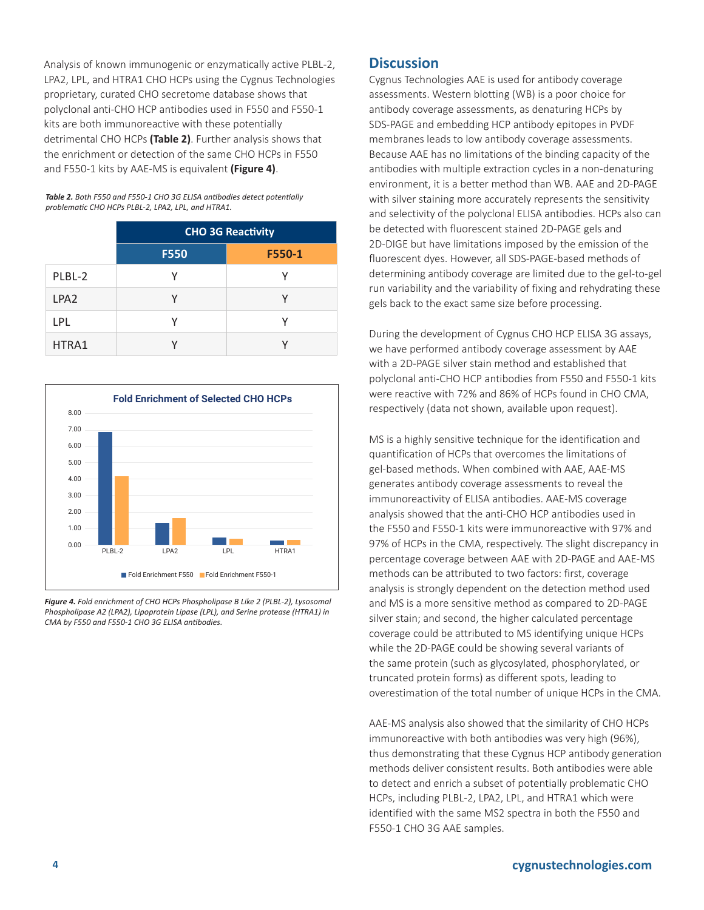Analysis of known immunogenic or enzymatically active PLBL-2, LPA2, LPL, and HTRA1 CHO HCPs using the Cygnus Technologies proprietary, curated CHO secretome database shows that polyclonal anti-CHO HCP antibodies used in F550 and F550-1 kits are both immunoreactive with these potentially detrimental CHO HCPs **(Table 2)**. Further analysis shows that the enrichment or detection of the same CHO HCPs in F550 and F550-1 kits by AAE-MS is equivalent **(Figure 4)**.

***Table 2.*** *Both F550 and F550-1 CHO 3G ELISA antibodies detect potentially problematic CHO HCPs PLBL-2, LPA2, LPL, and HTRA1.*

| | CHO 3G Reactivity | |
|---|---|---|
| | **F550** | **F550-1** |
| PLBL-2 | Y | Y |
| LPA2 | Y | Y |
| LPL | Y | Y |
| HTRA1 | Y | Y |

***Figure 4.*** *Fold enrichment of CHO HCPs Phospholipase B Like 2 (PLBL-2), Lysosomal Phospholipase A2 (LPA2), Lipoprotein Lipase (LPL), and Serine protease (HTRA1) in CMA by F550 and F550-1 CHO 3G ELISA antibodies.*

## Discussion

Cygnus Technologies AAE is used for antibody coverage assessments. Western blotting (WB) is a poor choice for antibody coverage assessments, as denaturing HCPs by SDS-PAGE and embedding HCP antibody epitopes in PVDF membranes leads to low antibody coverage assessments. Because AAE has no limitations of the binding capacity of the antibodies with multiple extraction cycles in a non-denaturing environment, it is a better method than WB. AAE and 2D-PAGE with silver staining more accurately represents the sensitivity and selectivity of the polyclonal ELISA antibodies. HCPs also can be detected with fluorescent stained 2D-PAGE gels and 2D-DIGE but have limitations imposed by the emission of the fluorescent dyes. However, all SDS-PAGE-based methods of determining antibody coverage are limited due to the gel-to-gel run variability and the variability of fixing and rehydrating these gels back to the exact same size before processing.

During the development of Cygnus CHO HCP ELISA 3G assays, we have performed antibody coverage assessment by AAE with a 2D-PAGE silver stain method and established that polyclonal anti-CHO HCP antibodies from F550 and F550-1 kits were reactive with 72% and 86% of HCPs found in CHO CMA, respectively (data not shown, available upon request).

MS is a highly sensitive technique for the identification and quantification of HCPs that overcomes the limitations of gel-based methods. When combined with AAE, AAE-MS generates antibody coverage assessments to reveal the immunoreactivity of ELISA antibodies. AAE-MS coverage analysis showed that the anti-CHO HCP antibodies used in the F550 and F550-1 kits were immunoreactive with 97% and 97% of HCPs in the CMA, respectively. The slight discrepancy in percentage coverage between AAE with 2D-PAGE and AAE-MS methods can be attributed to two factors: first, coverage analysis is strongly dependent on the detection method used and MS is a more sensitive method as compared to 2D-PAGE silver stain; and second, the higher calculated percentage coverage could be attributed to MS identifying unique HCPs while the 2D-PAGE could be showing several variants of the same protein (such as glycosylated, phosphorylated, or truncated protein forms) as different spots, leading to overestimation of the total number of unique HCPs in the CMA.

AAE-MS analysis also showed that the similarity of CHO HCPs immunoreactive with both antibodies was very high (96%), thus demonstrating that these Cygnus HCP antibody generation methods deliver consistent results. Both antibodies were able to detect and enrich a subset of potentially problematic CHO HCPs, including PLBL-2, LPA2, LPL, and HTRA1 which were identified with the same MS2 spectra in both the F550 and F550-1 CHO 3G AAE samples.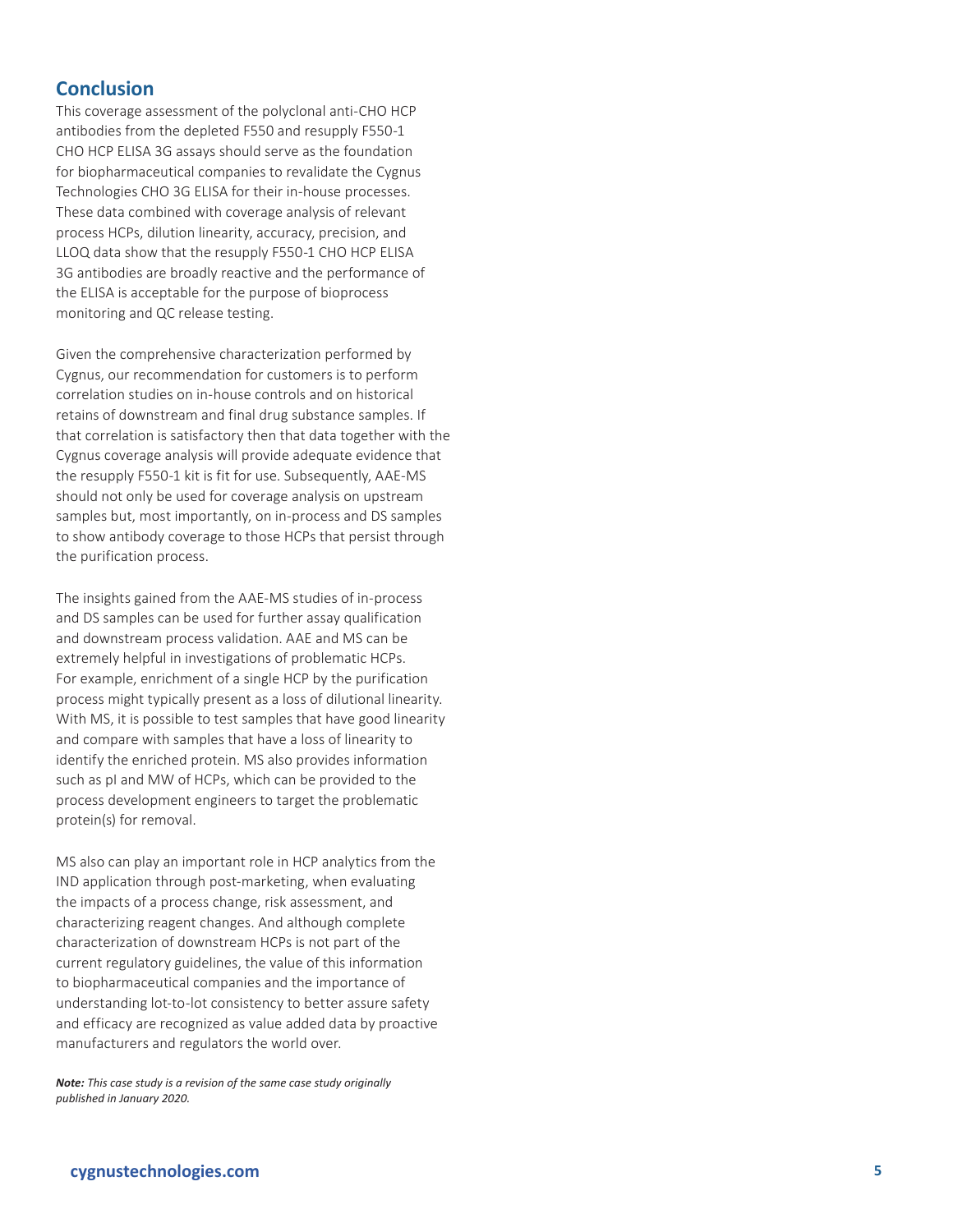## Conclusion

This coverage assessment of the polyclonal anti-CHO HCP antibodies from the depleted F550 and resupply F550-1 CHO HCP ELISA 3G assays should serve as the foundation for biopharmaceutical companies to revalidate the Cygnus Technologies CHO 3G ELISA for their in-house processes. These data combined with coverage analysis of relevant process HCPs, dilution linearity, accuracy, precision, and LLOQ data show that the resupply F550-1 CHO HCP ELISA 3G antibodies are broadly reactive and the performance of the ELISA is acceptable for the purpose of bioprocess monitoring and QC release testing.

Given the comprehensive characterization performed by Cygnus, our recommendation for customers is to perform correlation studies on in-house controls and on historical retains of downstream and final drug substance samples. If that correlation is satisfactory then that data together with the Cygnus coverage analysis will provide adequate evidence that the resupply F550-1 kit is fit for use. Subsequently, AAE-MS should not only be used for coverage analysis on upstream samples but, most importantly, on in-process and DS samples to show antibody coverage to those HCPs that persist through the purification process.

The insights gained from the AAE-MS studies of in-process and DS samples can be used for further assay qualification and downstream process validation. AAE and MS can be extremely helpful in investigations of problematic HCPs. For example, enrichment of a single HCP by the purification process might typically present as a loss of dilutional linearity. With MS, it is possible to test samples that have good linearity and compare with samples that have a loss of linearity to identify the enriched protein. MS also provides information such as pI and MW of HCPs, which can be provided to the process development engineers to target the problematic protein(s) for removal.

MS also can play an important role in HCP analytics from the IND application through post-marketing, when evaluating the impacts of a process change, risk assessment, and characterizing reagent changes. And although complete characterization of downstream HCPs is not part of the current regulatory guidelines, the value of this information to biopharmaceutical companies and the importance of understanding lot-to-lot consistency to better assure safety and efficacy are recognized as value added data by proactive manufacturers and regulators the world over.

***Note:*** *This case study is a revision of the same case study originally published in January 2020.*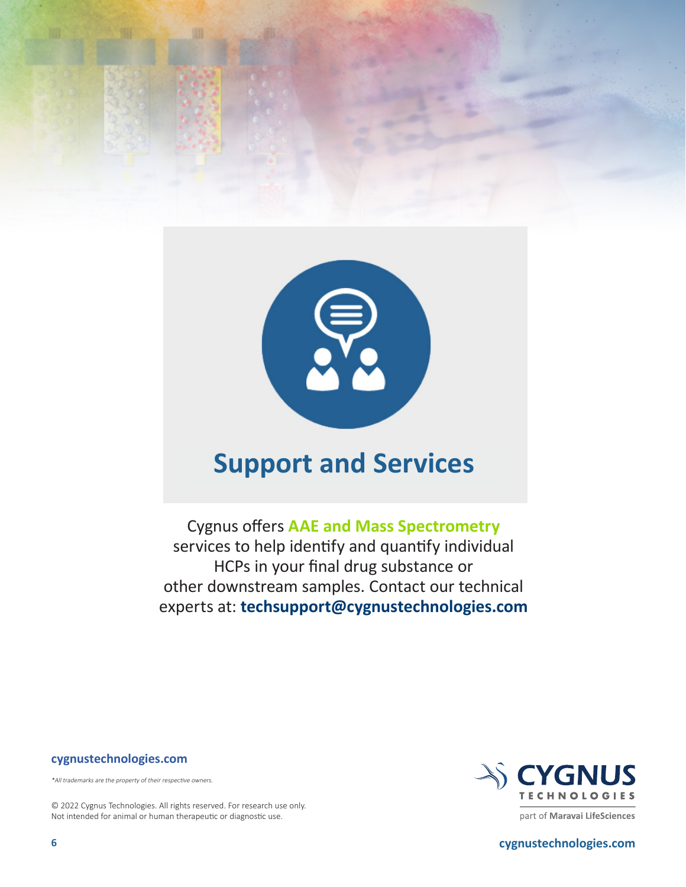## Support and Services

Cygnus offers **AAE and Mass Spectrometry** services to help identify and quantify individual HCPs in your final drug substance or other downstream samples. Contact our technical experts at: **techsupport@cygnustechnologies.com**

**cygnustechnologies.com**

*\*All trademarks are the property of their respective owners.*

© 2022 Cygnus Technologies. All rights reserved. For research use only.
Not intended for animal or human therapeutic or diagnostic use.

CYGNUS TECHNOLOGIES
part of **Maravai LifeSciences**